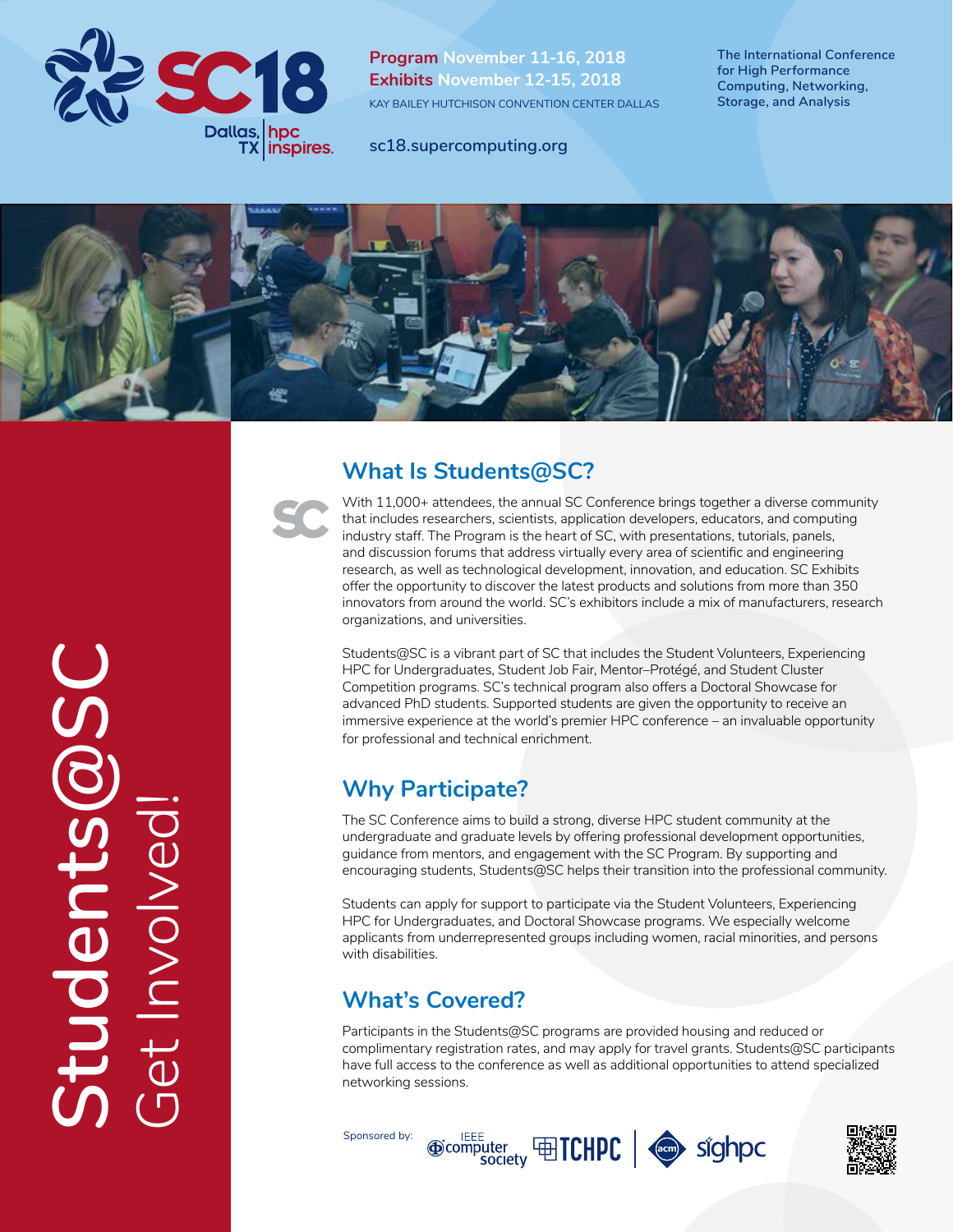# SC18

Dallas, TX | hpc inspires.

**Program** November 11-16, 2018
**Exhibits** November 12-15, 2018
KAY BAILEY HUTCHISON CONVENTION CENTER DALLAS

sc18.supercomputing.org

The International Conference for High Performance Computing, Networking, Storage, and Analysis

# Students@SC

Get Involved!

## What Is Students@SC?

With 11,000+ attendees, the annual SC Conference brings together a diverse community that includes researchers, scientists, application developers, educators, and computing industry staff. The Program is the heart of SC, with presentations, tutorials, panels, and discussion forums that address virtually every area of scientific and engineering research, as well as technological development, innovation, and education. SC Exhibits offer the opportunity to discover the latest products and solutions from more than 350 innovators from around the world. SC's exhibitors include a mix of manufacturers, research organizations, and universities.

Students@SC is a vibrant part of SC that includes the Student Volunteers, Experiencing HPC for Undergraduates, Student Job Fair, Mentor–Protégé, and Student Cluster Competition programs. SC's technical program also offers a Doctoral Showcase for advanced PhD students. Supported students are given the opportunity to receive an immersive experience at the world's premier HPC conference – an invaluable opportunity for professional and technical enrichment.

## Why Participate?

The SC Conference aims to build a strong, diverse HPC student community at the undergraduate and graduate levels by offering professional development opportunities, guidance from mentors, and engagement with the SC Program. By supporting and encouraging students, Students@SC helps their transition into the professional community.

Students can apply for support to participate via the Student Volunteers, Experiencing HPC for Undergraduates, and Doctoral Showcase programs. We especially welcome applicants from underrepresented groups including women, racial minorities, and persons with disabilities.

## What's Covered?

Participants in the Students@SC programs are provided housing and reduced or complimentary registration rates, and may apply for travel grants. Students@SC participants have full access to the conference as well as additional opportunities to attend specialized networking sessions.

Sponsored by: IEEE computer society | TCHPC | acm | sighpc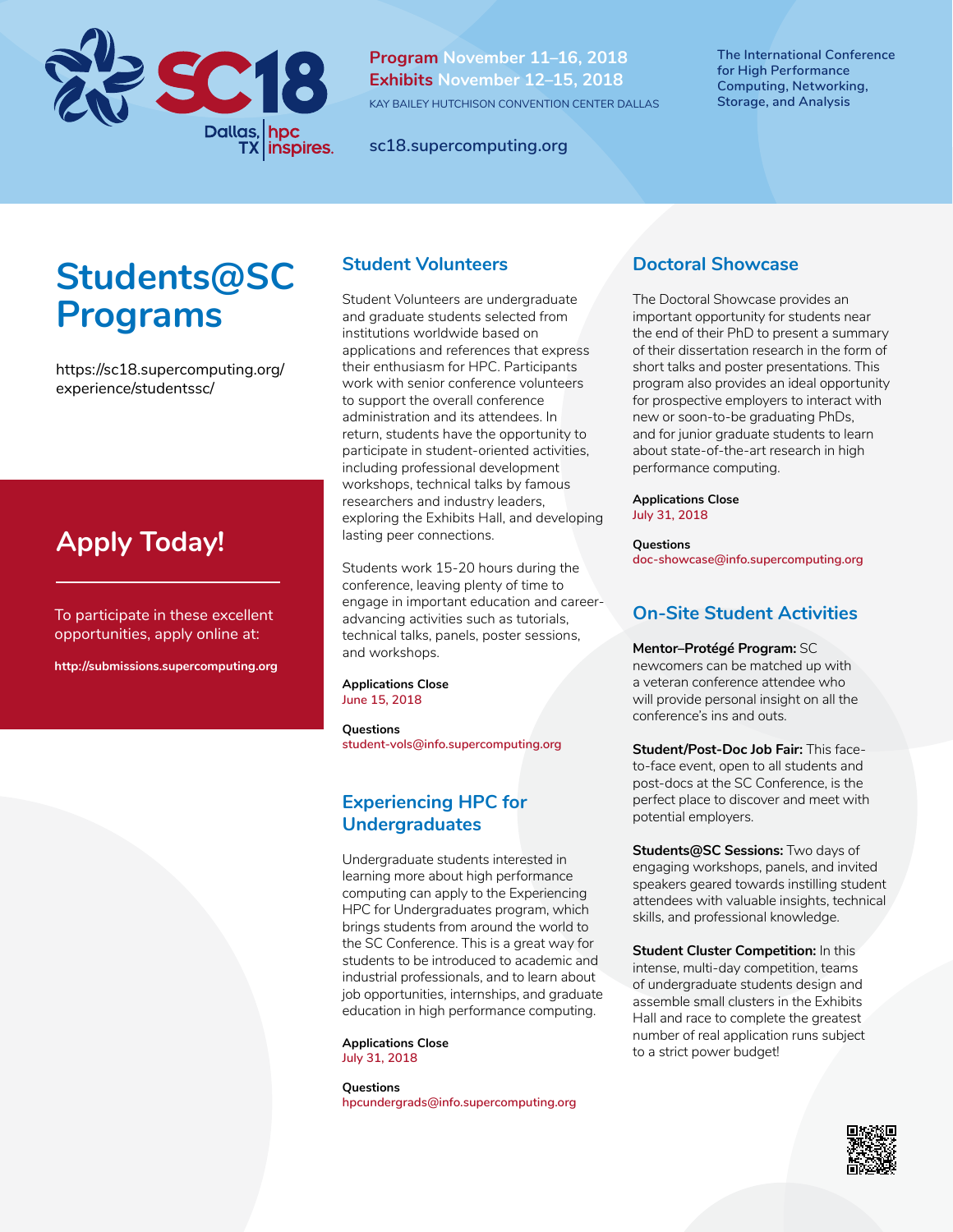SC18 Dallas, TX | hpc inspires.

**Program** November 11–16, 2018
**Exhibits** November 12–15, 2018
KAY BAILEY HUTCHISON CONVENTION CENTER DALLAS

sc18.supercomputing.org

The International Conference for High Performance Computing, Networking, Storage, and Analysis

# Students@SC Programs

https://sc18.supercomputing.org/experience/studentssc/

## Apply Today!

To participate in these excellent opportunities, apply online at:

**http://submissions.supercomputing.org**

## Student Volunteers

Student Volunteers are undergraduate and graduate students selected from institutions worldwide based on applications and references that express their enthusiasm for HPC. Participants work with senior conference volunteers to support the overall conference administration and its attendees. In return, students have the opportunity to participate in student-oriented activities, including professional development workshops, technical talks by famous researchers and industry leaders, exploring the Exhibits Hall, and developing lasting peer connections.

Students work 15-20 hours during the conference, leaving plenty of time to engage in important education and career-advancing activities such as tutorials, technical talks, panels, poster sessions, and workshops.

**Applications Close**
June 15, 2018

**Questions**
student-vols@info.supercomputing.org

## Experiencing HPC for Undergraduates

Undergraduate students interested in learning more about high performance computing can apply to the Experiencing HPC for Undergraduates program, which brings students from around the world to the SC Conference. This is a great way for students to be introduced to academic and industrial professionals, and to learn about job opportunities, internships, and graduate education in high performance computing.

**Applications Close**
July 31, 2018

**Questions**
hpcundergrads@info.supercomputing.org

## Doctoral Showcase

The Doctoral Showcase provides an important opportunity for students near the end of their PhD to present a summary of their dissertation research in the form of short talks and poster presentations. This program also provides an ideal opportunity for prospective employers to interact with new or soon-to-be graduating PhDs, and for junior graduate students to learn about state-of-the-art research in high performance computing.

**Applications Close**
July 31, 2018

**Questions**
doc-showcase@info.supercomputing.org

## On-Site Student Activities

**Mentor–Protégé Program:** SC newcomers can be matched up with a veteran conference attendee who will provide personal insight on all the conference's ins and outs.

**Student/Post-Doc Job Fair:** This face-to-face event, open to all students and post-docs at the SC Conference, is the perfect place to discover and meet with potential employers.

**Students@SC Sessions:** Two days of engaging workshops, panels, and invited speakers geared towards instilling student attendees with valuable insights, technical skills, and professional knowledge.

**Student Cluster Competition:** In this intense, multi-day competition, teams of undergraduate students design and assemble small clusters in the Exhibits Hall and race to complete the greatest number of real application runs subject to a strict power budget!